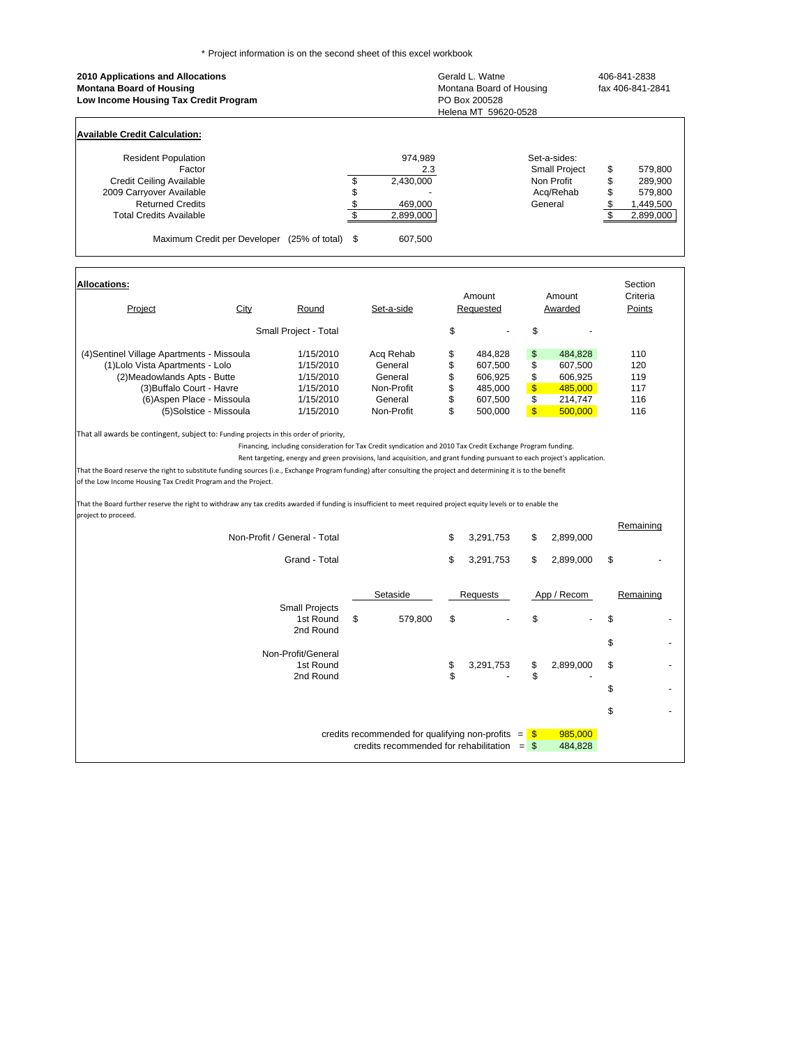\* Project information is on the second sheet of this excel workbook

**2010 Applications and Allocations**
**Montana Board of Housing**
**Low Income Housing Tax Credit Program**

Gerald L. Watne
Montana Board of Housing
PO Box 200528
Helena MT 59620-0528

406-841-2838
fax 406-841-2841

**Available Credit Calculation:**

| | | | |
|---|---|---|---|
| Resident Population | 974,989 | Set-a-sides: | |
| Factor | 2.3 | Small Project | $ 579,800 |
| Credit Ceiling Available | $ 2,430,000 | Non Profit | $ 289,900 |
| 2009 Carryover Available | $ - | Acq/Rehab | $ 579,800 |
| Returned Credits | $ 469,000 | General | $ 1,449,500 |
| Total Credits Available | $ 2,899,000 | | $ 2,899,000 |

Maximum Credit per Developer (25% of total) $ 607,500

**Allocations:**

| Project | City | Round | Set-a-side | Amount Requested | Amount Awarded | Section Criteria Points |
|---|---|---|---|---|---|---|
| | | Small Project - Total | | $ - | $ - | |
| (4)Sentinel Village Apartments - Missoula | | 1/15/2010 | Acq Rehab | $ 484,828 | $ 484,828 | 110 |
| (1)Lolo Vista Apartments - Lolo | | 1/15/2010 | General | $ 607,500 | $ 607,500 | 120 |
| (2)Meadowlands Apts - Butte | | 1/15/2010 | General | $ 606,925 | $ 606,925 | 119 |
| (3)Buffalo Court - Havre | | 1/15/2010 | Non-Profit | $ 485,000 | $ 485,000 | 117 |
| (6)Aspen Place - Missoula | | 1/15/2010 | General | $ 607,500 | $ 214,747 | 116 |
| (5)Solstice - Missoula | | 1/15/2010 | Non-Profit | $ 500,000 | $ 500,000 | 116 |

That all awards be contingent, subject to: Funding projects in this order of priority,
Financing, including consideration for Tax Credit syndication and 2010 Tax Credit Exchange Program funding.
Rent targeting, energy and green provisions, land acquisition, and grant funding pursuant to each project's application.

That the Board reserve the right to substitute funding sources (i.e., Exchange Program funding) after consulting the project and determining it is to the benefit of the Low Income Housing Tax Credit Program and the Project.

That the Board further reserve the right to withdraw any tax credits awarded if funding is insufficient to meet required project equity levels or to enable the project to proceed.

| | Amount Requested | Amount Awarded | Remaining |
|---|---|---|---|
| Non-Profit / General - Total | $ 3,291,753 | $ 2,899,000 | |
| Grand - Total | $ 3,291,753 | $ 2,899,000 | $ - |

| | Setaside | Requests | App / Recom | Remaining |
|---|---|---|---|---|
| Small Projects | | | | |
| 1st Round | $ 579,800 | $ - | $ - | $ - |
| 2nd Round | | | | |
| | | | | $ - |
| Non-Profit/General | | | | |
| 1st Round | | $ 3,291,753 | $ 2,899,000 | $ - |
| 2nd Round | | $ - | $ - | |
| | | | | $ - |
| | | | | $ - |

credits recommended for qualifying non-profits = $ 985,000
credits recommended for rehabilitation = $ 484,828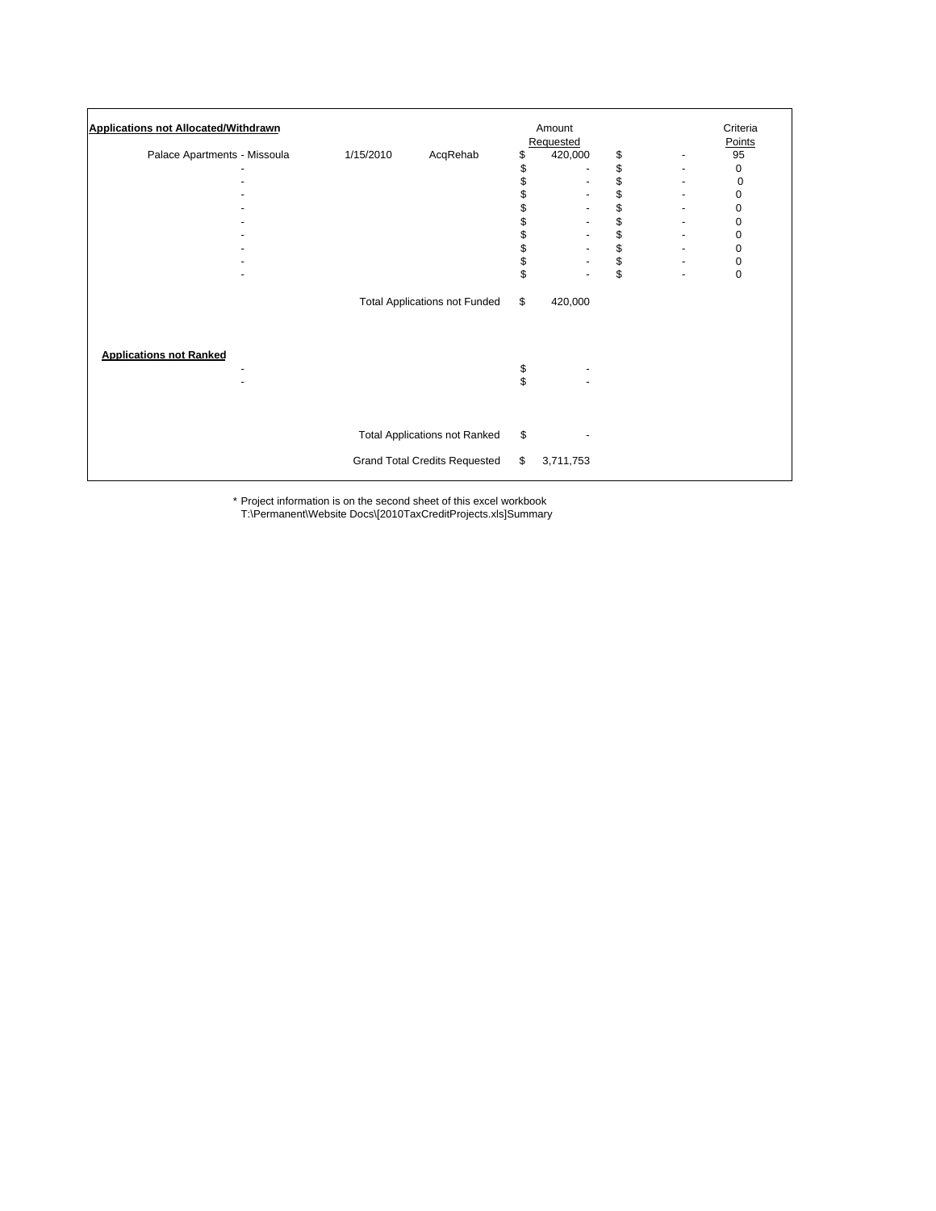| Applications not Allocated/Withdrawn | | | | Amount Requested | | | Criteria Points |
|---|---|---|---|---|---|---|---|
| Palace Apartments - Missoula | 1/15/2010 | AcqRehab | $ | 420,000 | $ | - | 95 |
| - | | | $ | - | $ | - | 0 |
| - | | | $ | - | $ | - | 0 |
| - | | | $ | - | $ | - | 0 |
| - | | | $ | - | $ | - | 0 |
| - | | | $ | - | $ | - | 0 |
| - | | | $ | - | $ | - | 0 |
| - | | | $ | - | $ | - | 0 |
| - | | | $ | - | $ | - | 0 |
| - | | | $ | - | $ | - | 0 |
| | Total Applications not Funded | | $ | 420,000 | | | |

| Applications not Ranked | | | |
|---|---|---|---|
| - | | $ | - |
| - | | $ | - |
| | Total Applications not Ranked | $ | - |
| | Grand Total Credits Requested | $ | 3,711,753 |

\* Project information is on the second sheet of this excel workbook
T:\Permanent\Website Docs\[2010TaxCreditProjects.xls]Summary